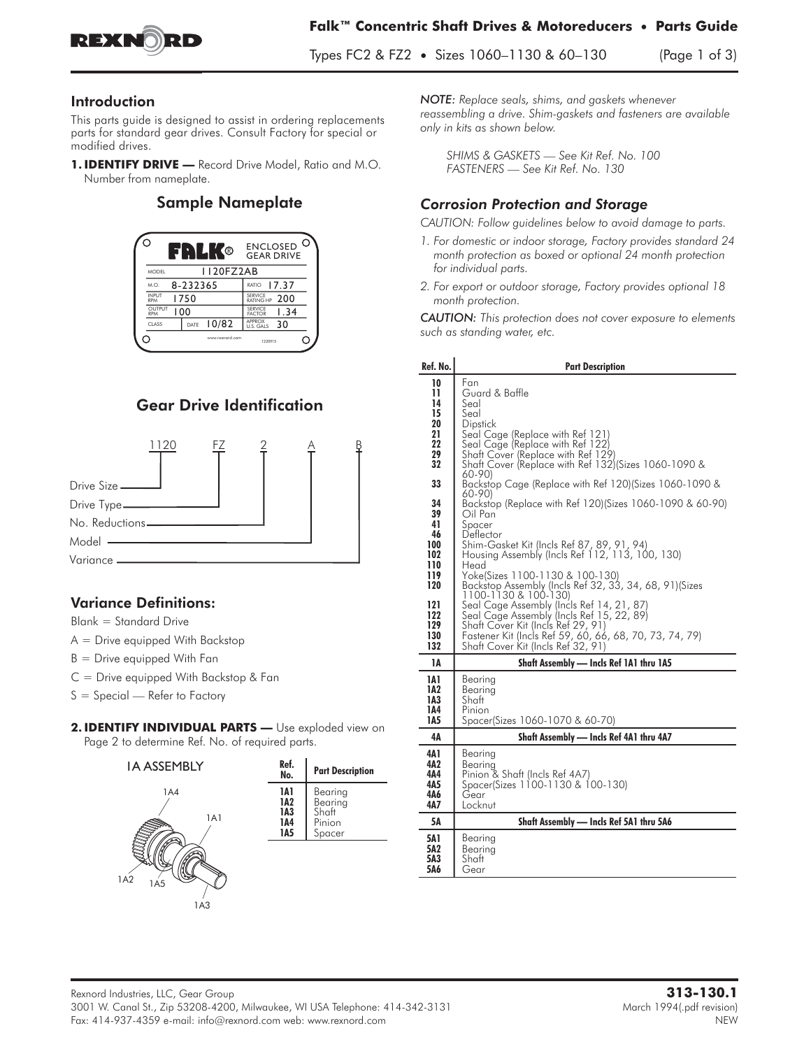## Introduction

This parts guide is designed to assist in ordering replacements parts for standard gear drives. Consult Factory for special or modified drives.

**1. IDENTIFY DRIVE —** Record Drive Model, Ratio and M.O. Number from nameplate.

## Sample Nameplate

| FALK® | ENCLOSED GEAR DRIVE | | |
|---|---|---|---|
| MODEL | 1120FZ2AB | | |
| M.O. | 8-232365 | RATIO | 17.37 |
| INPUT RPM | 1750 | SERVICE RATING HP | 200 |
| OUTPUT RPM | 100 | SERVICE FACTOR | 1.34 |
| CLASS | DATE 10/82 | APPROX U.S. GALS | 30 |

www.rexnord.com 1220915

## Gear Drive Identification

1120 FZ 2 A B

- Drive Size — 1120
- Drive Type — FZ
- No. Reductions — 2
- Model — A
- Variance — B

### Variance Definitions:

Blank = Standard Drive

A = Drive equipped With Backstop

B = Drive equipped With Fan

C = Drive equipped With Backstop & Fan

S = Special — Refer to Factory

**2. IDENTIFY INDIVIDUAL PARTS —** Use exploded view on Page 2 to determine Ref. No. of required parts.

1A ASSEMBLY

| Ref. No. | Part Description |
|---|---|
| 1A1 | Bearing |
| 1A2 | Bearing |
| 1A3 | Shaft |
| 1A4 | Pinion |
| 1A5 | Spacer |

*NOTE: Replace seals, shims, and gaskets whenever reassembling a drive. Shim-gaskets and fasteners are available only in kits as shown below.*

*SHIMS & GASKETS — See Kit Ref. No. 100*
*FASTENERS — See Kit Ref. No. 130*

### *Corrosion Protection and Storage*

*CAUTION: Follow guidelines below to avoid damage to parts.*

1. *For domestic or indoor storage, Factory provides standard 24 month protection as boxed or optional 24 month protection for individual parts.*
2. *For export or outdoor storage, Factory provides optional 18 month protection.*

*CAUTION: This protection does not cover exposure to elements such as standing water, etc.*

| Ref. No. | Part Description |
|---|---|
| 10 | Fan |
| 11 | Guard & Baffle |
| 14 | Seal |
| 15 | Seal |
| 20 | Dipstick |
| 21 | Seal Cage (Replace with Ref 121) |
| 22 | Seal Cage (Replace with Ref 122) |
| 29 | Shaft Cover (Replace with Ref 129) |
| 32 | Shaft Cover (Replace with Ref 132)(Sizes 1060-1090 & 60-90) |
| 33 | Backstop Cage (Replace with Ref 120)(Sizes 1060-1090 & 60-90) |
| 34 | Backstop (Replace with Ref 120)(Sizes 1060-1090 & 60-90) |
| 39 | Oil Pan |
| 41 | Spacer |
| 46 | Deflector |
| 100 | Shim-Gasket Kit (Incls Ref 87, 89, 91, 94) |
| 102 | Housing Assembly (Incls Ref 112, 113, 100, 130) |
| 110 | Head |
| 119 | Yoke(Sizes 1100-1130 & 100-130) |
| 120 | Backstop Assembly (Incls Ref 32, 33, 34, 68, 91)(Sizes 1100-1130 & 100-130) |
| 121 | Seal Cage Assembly (Incls Ref 14, 21, 87) |
| 122 | Seal Cage Assembly (Incls Ref 15, 22, 89) |
| 129 | Shaft Cover Kit (Incls Ref 29, 91) |
| 130 | Fastener Kit (Incls Ref 59, 60, 66, 68, 70, 73, 74, 79) |
| 132 | Shaft Cover Kit (Incls Ref 32, 91) |
| **1A** | **Shaft Assembly — Incls Ref 1A1 thru 1A5** |
| 1A1 | Bearing |
| 1A2 | Bearing |
| 1A3 | Shaft |
| 1A4 | Pinion |
| 1A5 | Spacer(Sizes 1060-1070 & 60-70) |
| **4A** | **Shaft Assembly — Incls Ref 4A1 thru 4A7** |
| 4A1 | Bearing |
| 4A2 | Bearing |
| 4A4 | Pinion & Shaft (Incls Ref 4A7) |
| 4A5 | Spacer(Sizes 1100-1130 & 100-130) |
| 4A6 | Gear |
| 4A7 | Locknut |
| **5A** | **Shaft Assembly — Incls Ref 5A1 thru 5A6** |
| 5A1 | Bearing |
| 5A2 | Bearing |
| 5A3 | Shaft |
| 5A6 | Gear |

Rexnord Industries, LLC, Gear Group
3001 W. Canal St., Zip 53208-4200, Milwaukee, WI USA Telephone: 414-342-3131
Fax: 414-937-4359 e-mail: info@rexnord.com web: www.rexnord.com

**313-130.1**
March 1994(.pdf revision)
NEW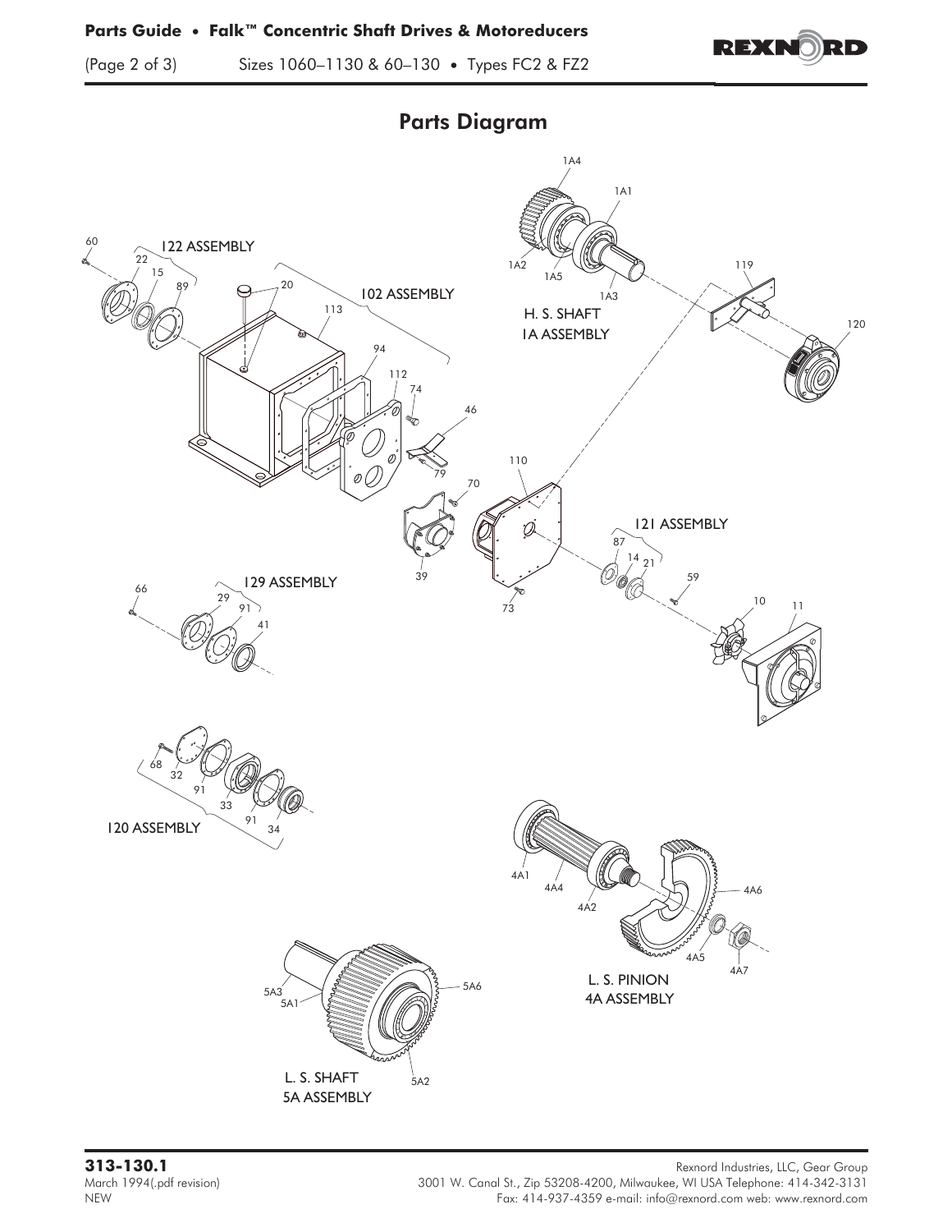## Parts Diagram

122 ASSEMBLY

102 ASSEMBLY

H. S. SHAFT
1A ASSEMBLY

121 ASSEMBLY

129 ASSEMBLY

120 ASSEMBLY

L. S. PINION
4A ASSEMBLY

L. S. SHAFT
5A ASSEMBLY

**313-130.1**
March 1994(.pdf revision)
NEW

Rexnord Industries, LLC, Gear Group
3001 W. Canal St., Zip 53208-4200, Milwaukee, WI USA Telephone: 414-342-3131
Fax: 414-937-4359 e-mail: info@rexnord.com web: www.rexnord.com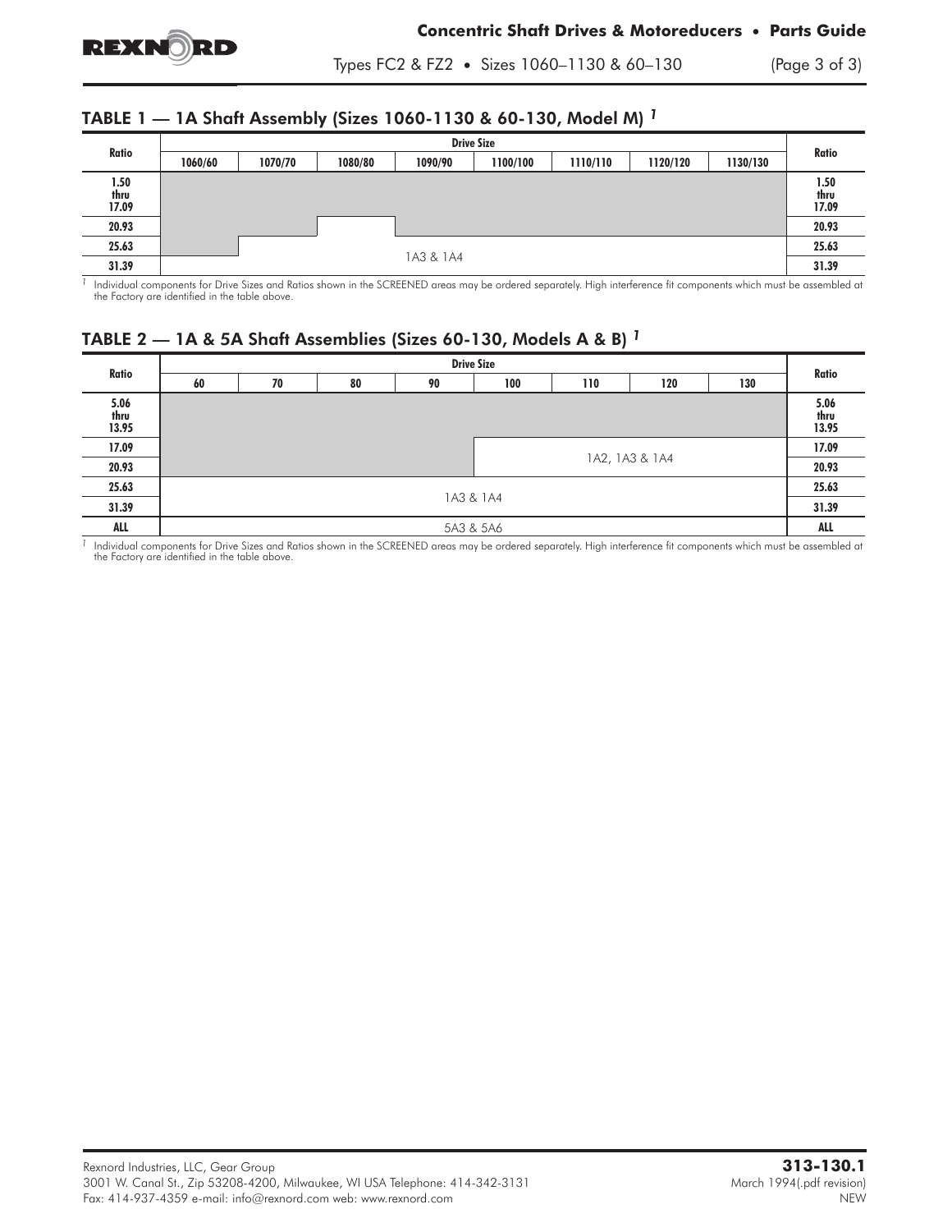## TABLE 1 — 1A Shaft Assembly (Sizes 1060-1130 & 60-130, Model M) [1]

| Ratio | Drive Size | | | | | | | | Ratio |
|---|---|---|---|---|---|---|---|---|---|
| | 1060/60 | 1070/70 | 1080/80 | 1090/90 | 1100/100 | 1110/110 | 1120/120 | 1130/130 | |
| 1.50 thru 17.09 | | | | | | | | | 1.50 thru 17.09 |
| 20.93 | | | 1A3 & 1A4 | | | | | | 20.93 |
| 25.63 | | 1A3 & 1A4 | 1A3 & 1A4 | 1A3 & 1A4 | 1A3 & 1A4 | 1A3 & 1A4 | 1A3 & 1A4 | 1A3 & 1A4 | 25.63 |
| 31.39 | 1A3 & 1A4 | 1A3 & 1A4 | 1A3 & 1A4 | 1A3 & 1A4 | 1A3 & 1A4 | 1A3 & 1A4 | 1A3 & 1A4 | 1A3 & 1A4 | 31.39 |

[1] Individual components for Drive Sizes and Ratios shown in the SCREENED areas may be ordered separately. High interference fit components which must be assembled at the Factory are identified in the table above.

## TABLE 2 — 1A & 5A Shaft Assemblies (Sizes 60-130, Models A & B) [1]

| Ratio | Drive Size | | | | | | | | Ratio |
|---|---|---|---|---|---|---|---|---|---|
| | 60 | 70 | 80 | 90 | 100 | 110 | 120 | 130 | |
| 5.06 thru 13.95 | | | | | | | | | 5.06 thru 13.95 |
| 17.09 | | | | | 1A2, 1A3 & 1A4 | 1A2, 1A3 & 1A4 | 1A2, 1A3 & 1A4 | 1A2, 1A3 & 1A4 | 17.09 |
| 20.93 | | | | | 1A2, 1A3 & 1A4 | 1A2, 1A3 & 1A4 | 1A2, 1A3 & 1A4 | 1A2, 1A3 & 1A4 | 20.93 |
| 25.63 | 1A3 & 1A4 | 1A3 & 1A4 | 1A3 & 1A4 | 1A3 & 1A4 | 1A3 & 1A4 | 1A3 & 1A4 | 1A3 & 1A4 | 1A3 & 1A4 | 25.63 |
| 31.39 | 1A3 & 1A4 | 1A3 & 1A4 | 1A3 & 1A4 | 1A3 & 1A4 | 1A3 & 1A4 | 1A3 & 1A4 | 1A3 & 1A4 | 1A3 & 1A4 | 31.39 |
| ALL | 5A3 & 5A6 | 5A3 & 5A6 | 5A3 & 5A6 | 5A3 & 5A6 | 5A3 & 5A6 | 5A3 & 5A6 | 5A3 & 5A6 | 5A3 & 5A6 | ALL |

[1] Individual components for Drive Sizes and Ratios shown in the SCREENED areas may be ordered separately. High interference fit components which must be assembled at the Factory are identified in the table above.

Rexnord Industries, LLC, Gear Group
3001 W. Canal St., Zip 53208-4200, Milwaukee, WI USA Telephone: 414-342-3131
Fax: 414-937-4359 e-mail: info@rexnord.com web: www.rexnord.com

**313-130.1**
March 1994(.pdf revision)
NEW